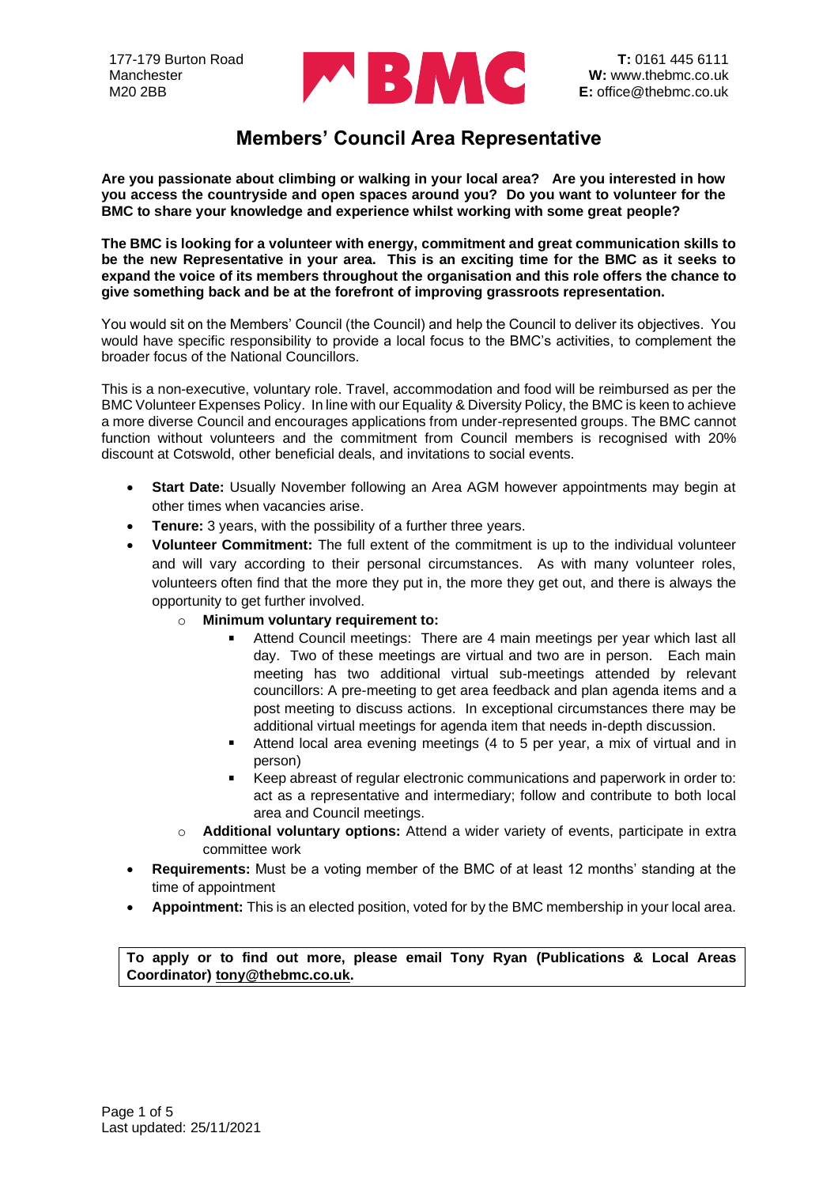177-179 Burton Road
Manchester
M20 2BB

BMC

**T:** 0161 445 6111
**W:** www.thebmc.co.uk
**E:** office@thebmc.co.uk

# Members' Council Area Representative

**Are you passionate about climbing or walking in your local area? Are you interested in how you access the countryside and open spaces around you? Do you want to volunteer for the BMC to share your knowledge and experience whilst working with some great people?**

**The BMC is looking for a volunteer with energy, commitment and great communication skills to be the new Representative in your area. This is an exciting time for the BMC as it seeks to expand the voice of its members throughout the organisation and this role offers the chance to give something back and be at the forefront of improving grassroots representation.**

You would sit on the Members' Council (the Council) and help the Council to deliver its objectives. You would have specific responsibility to provide a local focus to the BMC's activities, to complement the broader focus of the National Councillors.

This is a non-executive, voluntary role. Travel, accommodation and food will be reimbursed as per the BMC Volunteer Expenses Policy. In line with our Equality & Diversity Policy, the BMC is keen to achieve a more diverse Council and encourages applications from under-represented groups. The BMC cannot function without volunteers and the commitment from Council members is recognised with 20% discount at Cotswold, other beneficial deals, and invitations to social events.

- **Start Date:** Usually November following an Area AGM however appointments may begin at other times when vacancies arise.
- **Tenure:** 3 years, with the possibility of a further three years.
- **Volunteer Commitment:** The full extent of the commitment is up to the individual volunteer and will vary according to their personal circumstances. As with many volunteer roles, volunteers often find that the more they put in, the more they get out, and there is always the opportunity to get further involved.
  - **Minimum voluntary requirement to:**
    - Attend Council meetings: There are 4 main meetings per year which last all day. Two of these meetings are virtual and two are in person. Each main meeting has two additional virtual sub-meetings attended by relevant councillors: A pre-meeting to get area feedback and plan agenda items and a post meeting to discuss actions. In exceptional circumstances there may be additional virtual meetings for agenda item that needs in-depth discussion.
    - Attend local area evening meetings (4 to 5 per year, a mix of virtual and in person)
    - Keep abreast of regular electronic communications and paperwork in order to: act as a representative and intermediary; follow and contribute to both local area and Council meetings.
  - **Additional voluntary options:** Attend a wider variety of events, participate in extra committee work
- **Requirements:** Must be a voting member of the BMC of at least 12 months' standing at the time of appointment
- **Appointment:** This is an elected position, voted for by the BMC membership in your local area.

**To apply or to find out more, please email Tony Ryan (Publications & Local Areas Coordinator) tony@thebmc.co.uk.**

Last updated: 25/11/2021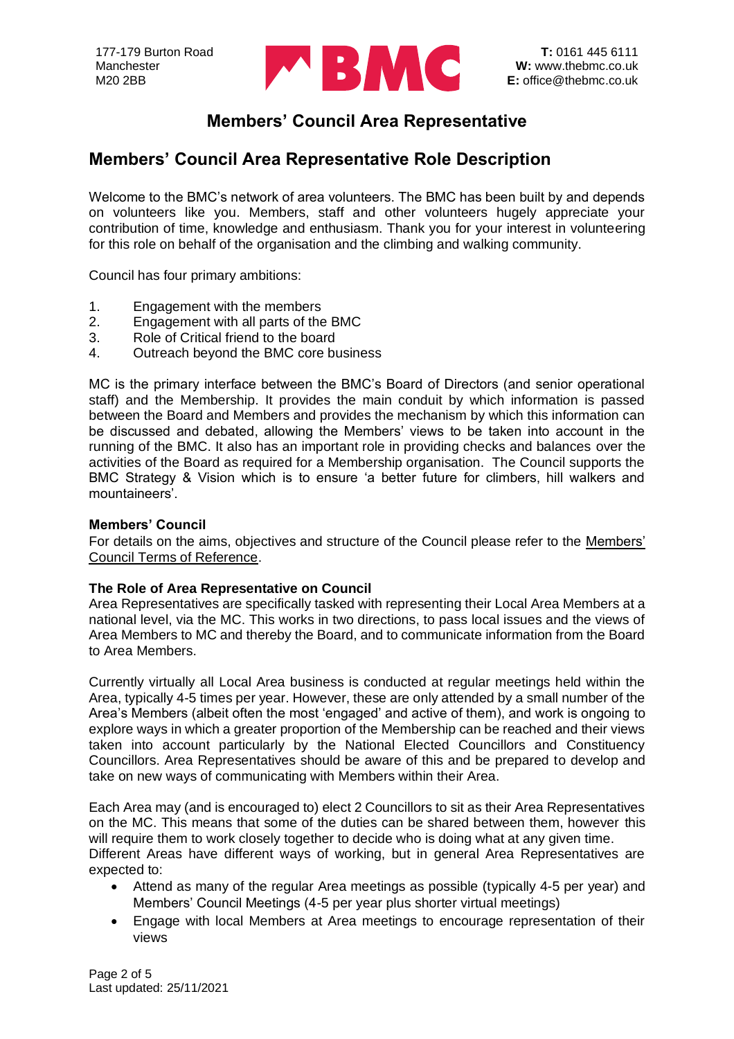# Members' Council Area Representative

## Members' Council Area Representative Role Description

Welcome to the BMC's network of area volunteers. The BMC has been built by and depends on volunteers like you. Members, staff and other volunteers hugely appreciate your contribution of time, knowledge and enthusiasm. Thank you for your interest in volunteering for this role on behalf of the organisation and the climbing and walking community.

Council has four primary ambitions:

1. Engagement with the members
2. Engagement with all parts of the BMC
3. Role of Critical friend to the board
4. Outreach beyond the BMC core business

MC is the primary interface between the BMC's Board of Directors (and senior operational staff) and the Membership. It provides the main conduit by which information is passed between the Board and Members and provides the mechanism by which this information can be discussed and debated, allowing the Members' views to be taken into account in the running of the BMC. It also has an important role in providing checks and balances over the activities of the Board as required for a Membership organisation. The Council supports the BMC Strategy & Vision which is to ensure 'a better future for climbers, hill walkers and mountaineers'.

**Members' Council**
For details on the aims, objectives and structure of the Council please refer to the Members' Council Terms of Reference.

**The Role of Area Representative on Council**
Area Representatives are specifically tasked with representing their Local Area Members at a national level, via the MC. This works in two directions, to pass local issues and the views of Area Members to MC and thereby the Board, and to communicate information from the Board to Area Members.

Currently virtually all Local Area business is conducted at regular meetings held within the Area, typically 4-5 times per year. However, these are only attended by a small number of the Area's Members (albeit often the most 'engaged' and active of them), and work is ongoing to explore ways in which a greater proportion of the Membership can be reached and their views taken into account particularly by the National Elected Councillors and Constituency Councillors. Area Representatives should be aware of this and be prepared to develop and take on new ways of communicating with Members within their Area.

Each Area may (and is encouraged to) elect 2 Councillors to sit as their Area Representatives on the MC. This means that some of the duties can be shared between them, however this will require them to work closely together to decide who is doing what at any given time.
Different Areas have different ways of working, but in general Area Representatives are expected to:

- Attend as many of the regular Area meetings as possible (typically 4-5 per year) and Members' Council Meetings (4-5 per year plus shorter virtual meetings)
- Engage with local Members at Area meetings to encourage representation of their views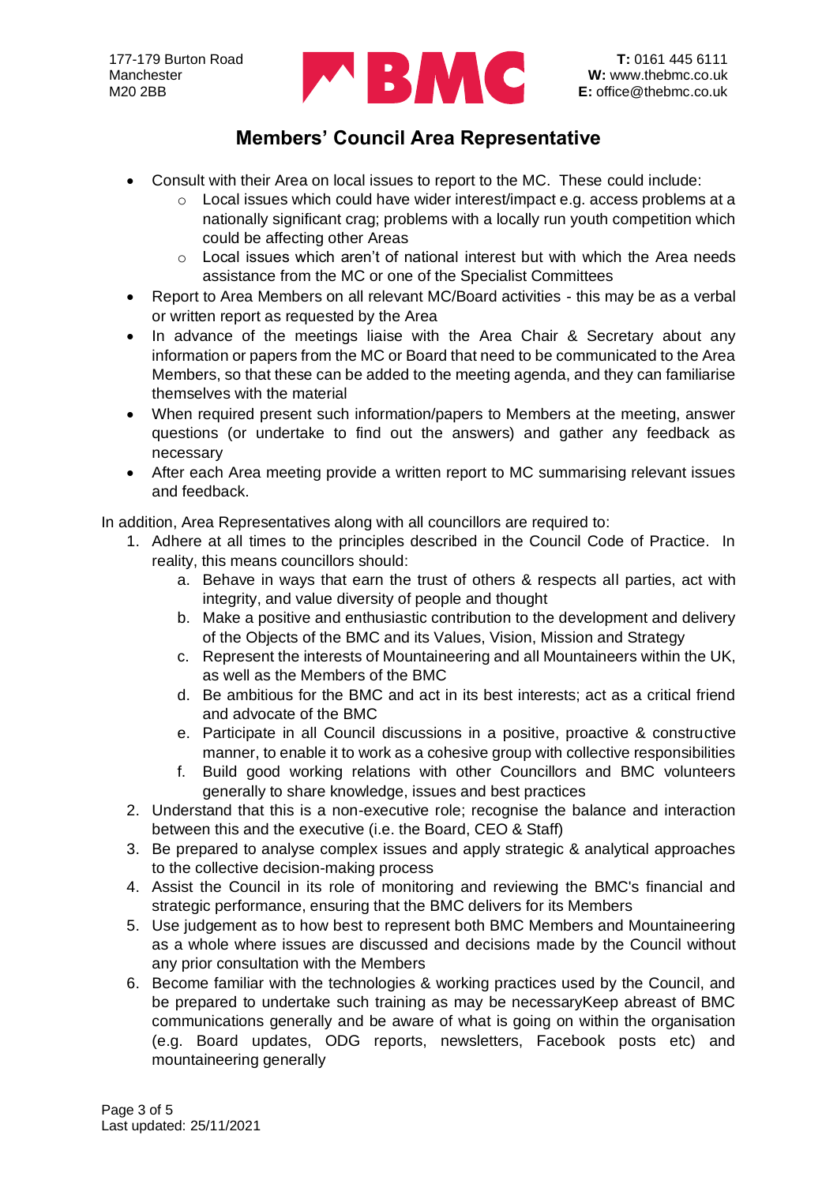# Members' Council Area Representative

- Consult with their Area on local issues to report to the MC. These could include:
  - Local issues which could have wider interest/impact e.g. access problems at a nationally significant crag; problems with a locally run youth competition which could be affecting other Areas
  - Local issues which aren't of national interest but with which the Area needs assistance from the MC or one of the Specialist Committees
- Report to Area Members on all relevant MC/Board activities - this may be as a verbal or written report as requested by the Area
- In advance of the meetings liaise with the Area Chair & Secretary about any information or papers from the MC or Board that need to be communicated to the Area Members, so that these can be added to the meeting agenda, and they can familiarise themselves with the material
- When required present such information/papers to Members at the meeting, answer questions (or undertake to find out the answers) and gather any feedback as necessary
- After each Area meeting provide a written report to MC summarising relevant issues and feedback.

In addition, Area Representatives along with all councillors are required to:

1. Adhere at all times to the principles described in the Council Code of Practice. In reality, this means councillors should:
   a. Behave in ways that earn the trust of others & respects all parties, act with integrity, and value diversity of people and thought
   b. Make a positive and enthusiastic contribution to the development and delivery of the Objects of the BMC and its Values, Vision, Mission and Strategy
   c. Represent the interests of Mountaineering and all Mountaineers within the UK, as well as the Members of the BMC
   d. Be ambitious for the BMC and act in its best interests; act as a critical friend and advocate of the BMC
   e. Participate in all Council discussions in a positive, proactive & constructive manner, to enable it to work as a cohesive group with collective responsibilities
   f. Build good working relations with other Councillors and BMC volunteers generally to share knowledge, issues and best practices
2. Understand that this is a non-executive role; recognise the balance and interaction between this and the executive (i.e. the Board, CEO & Staff)
3. Be prepared to analyse complex issues and apply strategic & analytical approaches to the collective decision-making process
4. Assist the Council in its role of monitoring and reviewing the BMC's financial and strategic performance, ensuring that the BMC delivers for its Members
5. Use judgement as to how best to represent both BMC Members and Mountaineering as a whole where issues are discussed and decisions made by the Council without any prior consultation with the Members
6. Become familiar with the technologies & working practices used by the Council, and be prepared to undertake such training as may be necessaryKeep abreast of BMC communications generally and be aware of what is going on within the organisation (e.g. Board updates, ODG reports, newsletters, Facebook posts etc) and mountaineering generally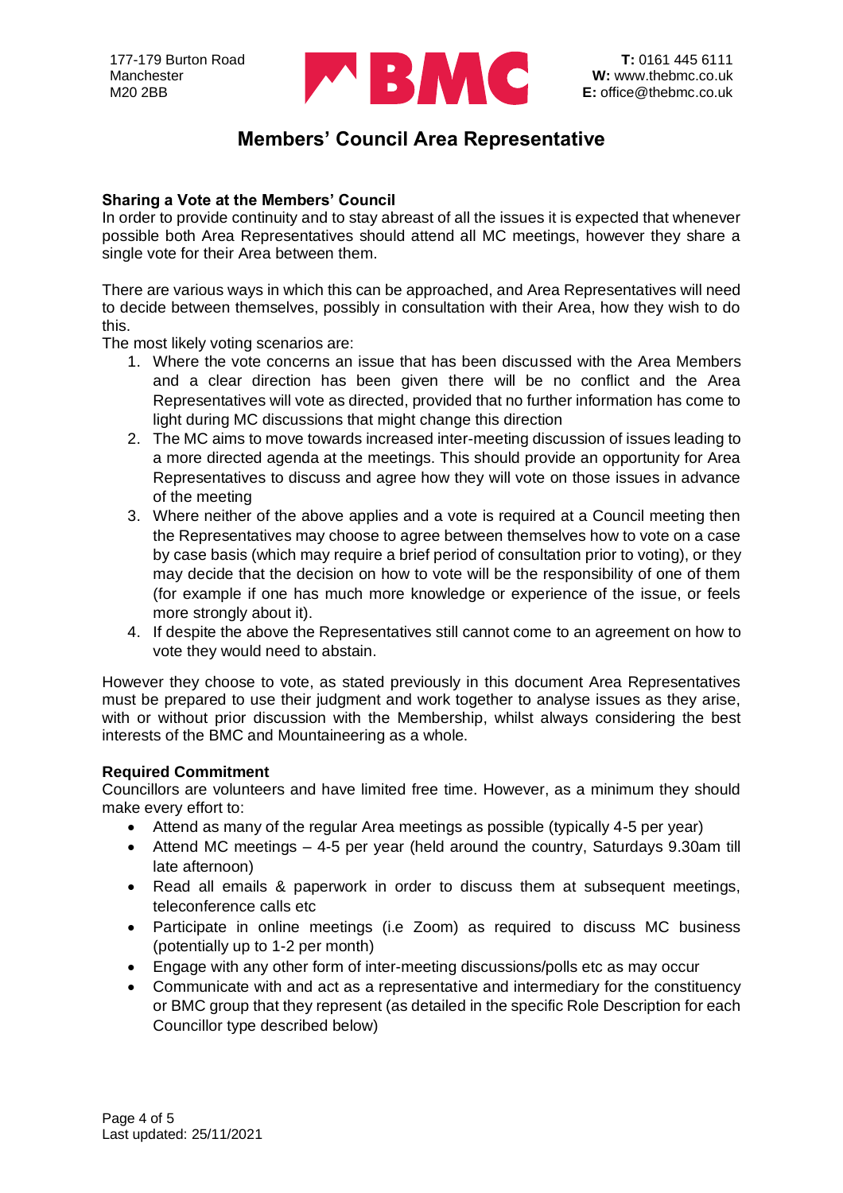# Members' Council Area Representative

**Sharing a Vote at the Members' Council**

In order to provide continuity and to stay abreast of all the issues it is expected that whenever possible both Area Representatives should attend all MC meetings, however they share a single vote for their Area between them.

There are various ways in which this can be approached, and Area Representatives will need to decide between themselves, possibly in consultation with their Area, how they wish to do this.

The most likely voting scenarios are:

1. Where the vote concerns an issue that has been discussed with the Area Members and a clear direction has been given there will be no conflict and the Area Representatives will vote as directed, provided that no further information has come to light during MC discussions that might change this direction
2. The MC aims to move towards increased inter-meeting discussion of issues leading to a more directed agenda at the meetings. This should provide an opportunity for Area Representatives to discuss and agree how they will vote on those issues in advance of the meeting
3. Where neither of the above applies and a vote is required at a Council meeting then the Representatives may choose to agree between themselves how to vote on a case by case basis (which may require a brief period of consultation prior to voting), or they may decide that the decision on how to vote will be the responsibility of one of them (for example if one has much more knowledge or experience of the issue, or feels more strongly about it).
4. If despite the above the Representatives still cannot come to an agreement on how to vote they would need to abstain.

However they choose to vote, as stated previously in this document Area Representatives must be prepared to use their judgment and work together to analyse issues as they arise, with or without prior discussion with the Membership, whilst always considering the best interests of the BMC and Mountaineering as a whole.

**Required Commitment**

Councillors are volunteers and have limited free time. However, as a minimum they should make every effort to:

- Attend as many of the regular Area meetings as possible (typically 4-5 per year)
- Attend MC meetings – 4-5 per year (held around the country, Saturdays 9.30am till late afternoon)
- Read all emails & paperwork in order to discuss them at subsequent meetings, teleconference calls etc
- Participate in online meetings (i.e Zoom) as required to discuss MC business (potentially up to 1-2 per month)
- Engage with any other form of inter-meeting discussions/polls etc as may occur
- Communicate with and act as a representative and intermediary for the constituency or BMC group that they represent (as detailed in the specific Role Description for each Councillor type described below)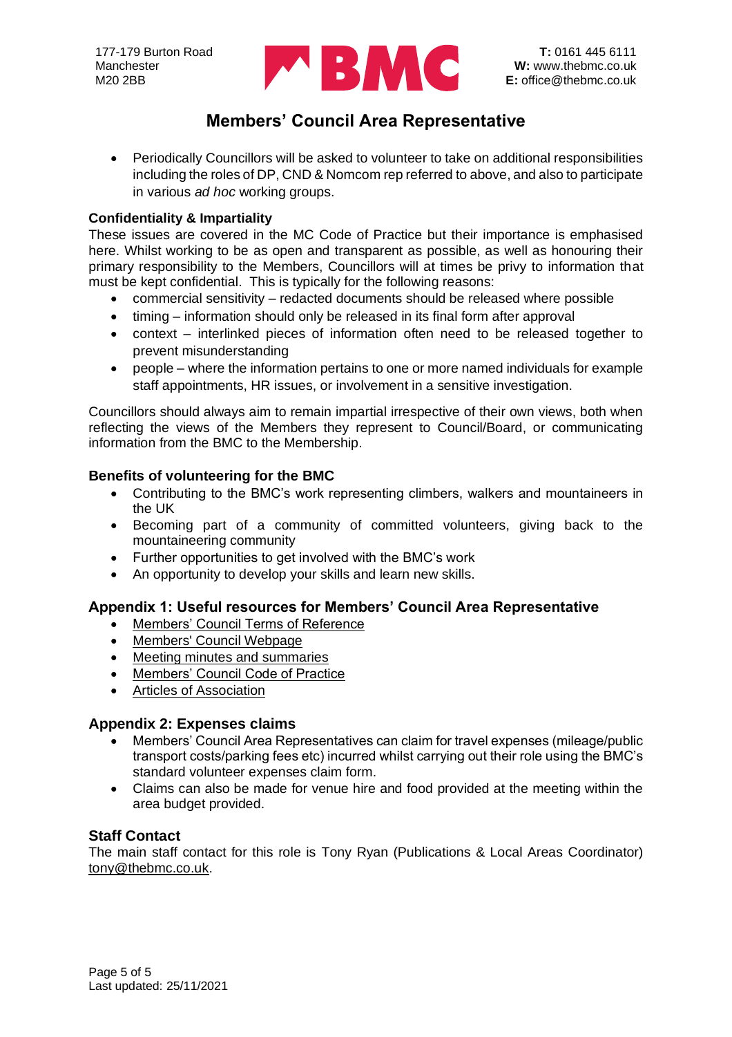# Members' Council Area Representative

- Periodically Councillors will be asked to volunteer to take on additional responsibilities including the roles of DP, CND & Nomcom rep referred to above, and also to participate in various *ad hoc* working groups.

**Confidentiality & Impartiality**

These issues are covered in the MC Code of Practice but their importance is emphasised here. Whilst working to be as open and transparent as possible, as well as honouring their primary responsibility to the Members, Councillors will at times be privy to information that must be kept confidential. This is typically for the following reasons:

- commercial sensitivity – redacted documents should be released where possible
- timing – information should only be released in its final form after approval
- context – interlinked pieces of information often need to be released together to prevent misunderstanding
- people – where the information pertains to one or more named individuals for example staff appointments, HR issues, or involvement in a sensitive investigation.

Councillors should always aim to remain impartial irrespective of their own views, both when reflecting the views of the Members they represent to Council/Board, or communicating information from the BMC to the Membership.

### Benefits of volunteering for the BMC

- Contributing to the BMC's work representing climbers, walkers and mountaineers in the UK
- Becoming part of a community of committed volunteers, giving back to the mountaineering community
- Further opportunities to get involved with the BMC's work
- An opportunity to develop your skills and learn new skills.

### Appendix 1: Useful resources for Members' Council Area Representative

- Members' Council Terms of Reference
- Members' Council Webpage
- Meeting minutes and summaries
- Members' Council Code of Practice
- Articles of Association

### Appendix 2: Expenses claims

- Members' Council Area Representatives can claim for travel expenses (mileage/public transport costs/parking fees etc) incurred whilst carrying out their role using the BMC's standard volunteer expenses claim form.
- Claims can also be made for venue hire and food provided at the meeting within the area budget provided.

### Staff Contact

The main staff contact for this role is Tony Ryan (Publications & Local Areas Coordinator) tony@thebmc.co.uk.

Last updated: 25/11/2021